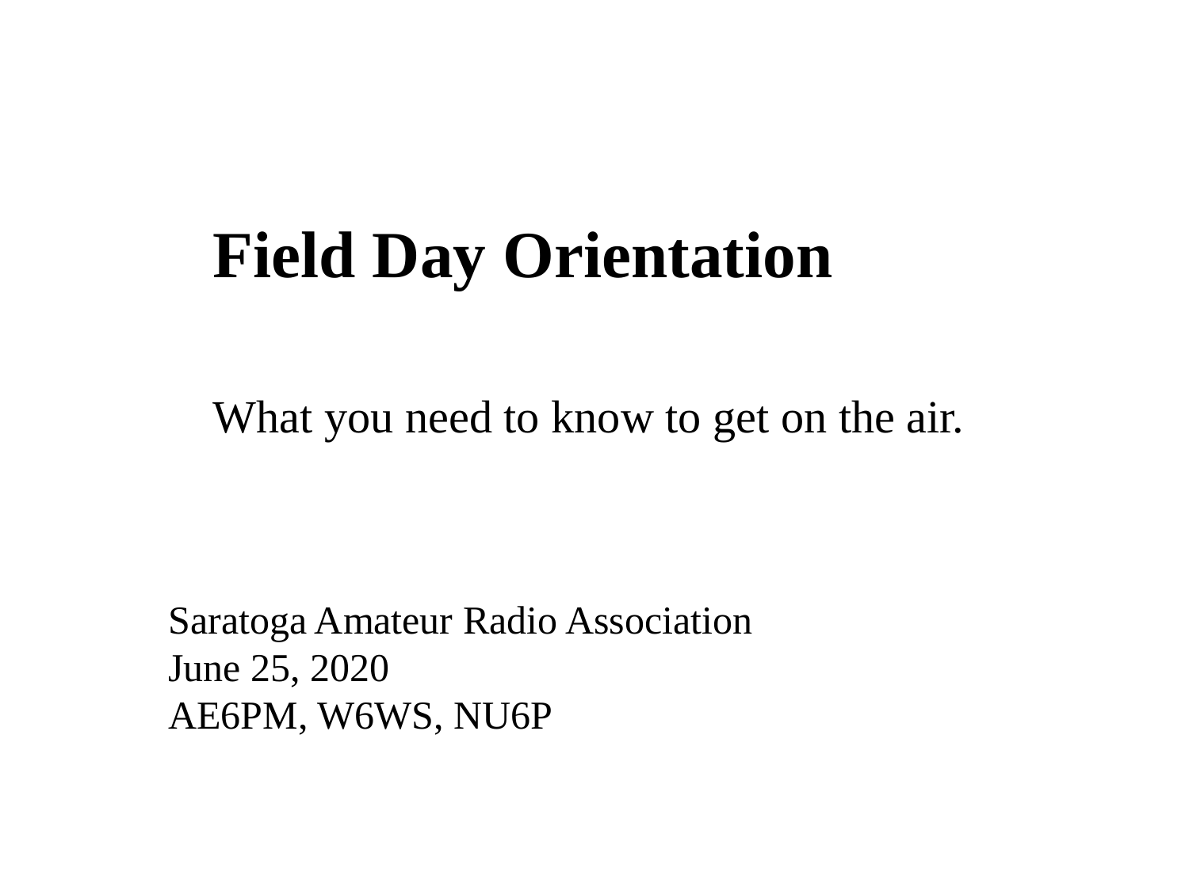# Field Day Orientation

What you need to know to get on the air.

Saratoga Amateur Radio Association
June 25, 2020
AE6PM, W6WS, NU6P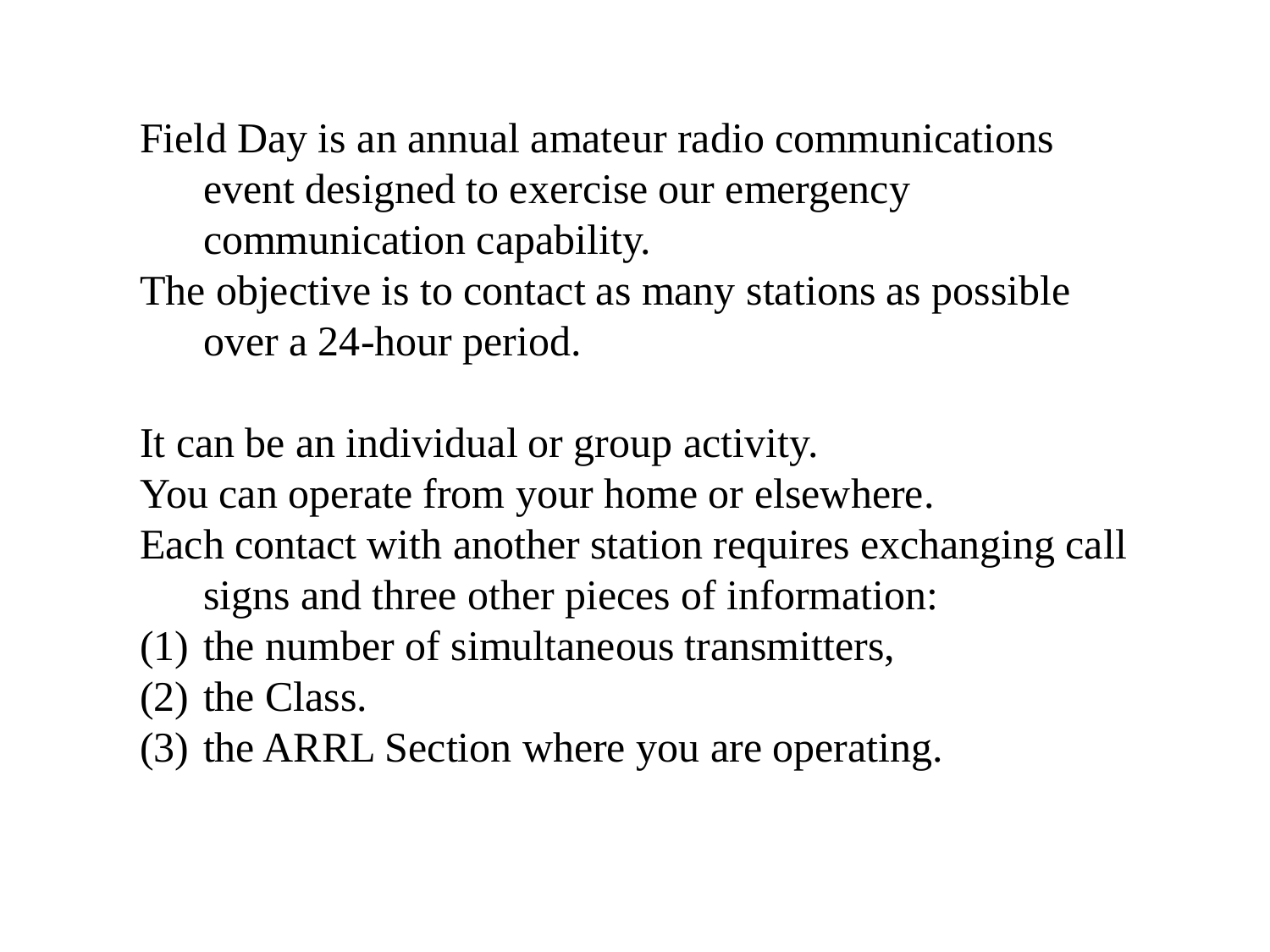Field Day is an annual amateur radio communications event designed to exercise our emergency communication capability.

The objective is to contact as many stations as possible over a 24-hour period.

It can be an individual or group activity.

You can operate from your home or elsewhere.

Each contact with another station requires exchanging call signs and three other pieces of information:

(1) the number of simultaneous transmitters,
(2) the Class.
(3) the ARRL Section where you are operating.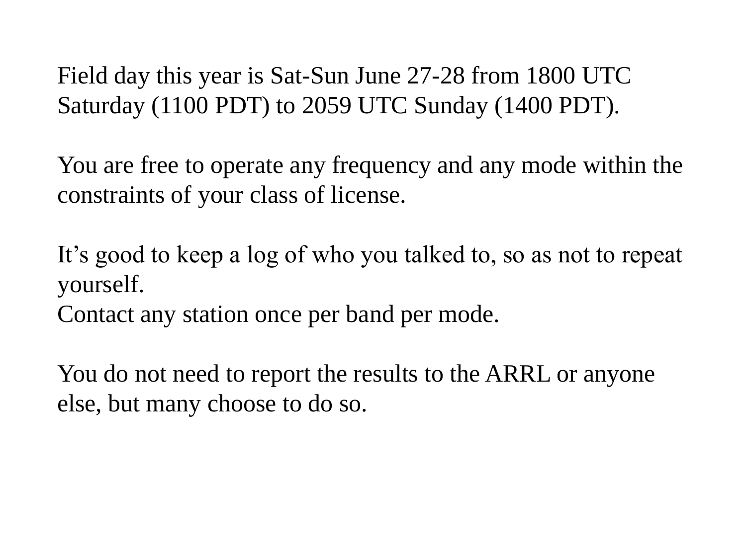Field day this year is Sat-Sun June 27-28 from 1800 UTC Saturday (1100 PDT) to 2059 UTC Sunday (1400 PDT).

You are free to operate any frequency and any mode within the constraints of your class of license.

It's good to keep a log of who you talked to, so as not to repeat yourself.
Contact any station once per band per mode.

You do not need to report the results to the ARRL or anyone else, but many choose to do so.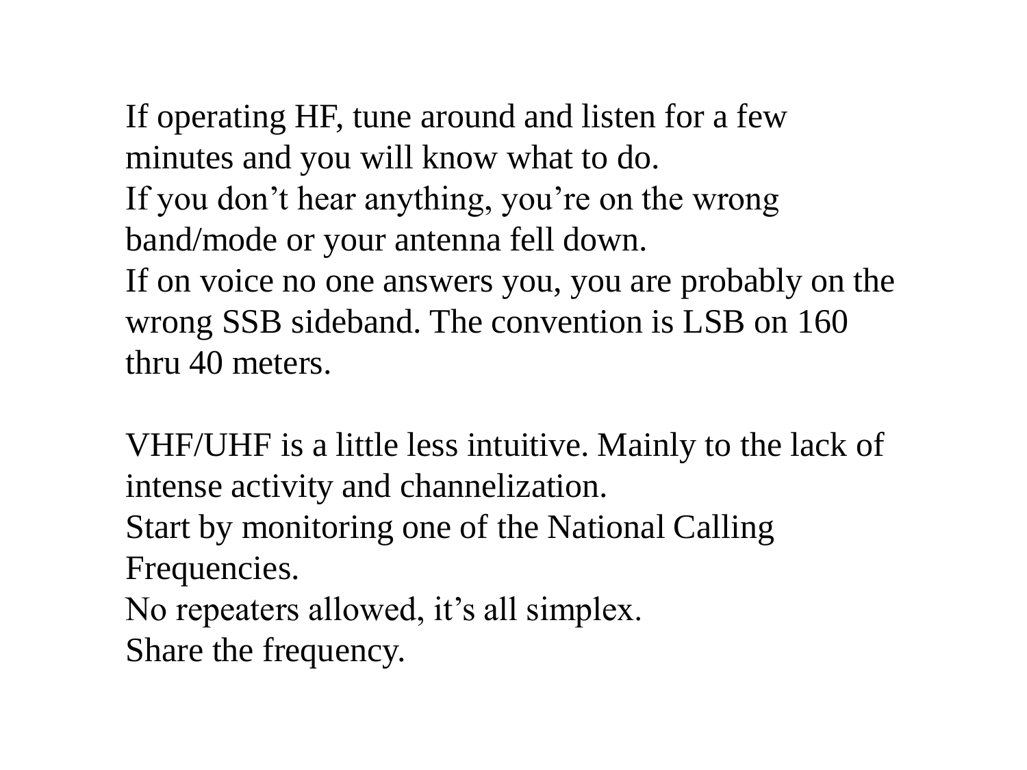If operating HF, tune around and listen for a few minutes and you will know what to do.
If you don't hear anything, you're on the wrong band/mode or your antenna fell down.
If on voice no one answers you, you are probably on the wrong SSB sideband. The convention is LSB on 160 thru 40 meters.

VHF/UHF is a little less intuitive. Mainly to the lack of intense activity and channelization.
Start by monitoring one of the National Calling Frequencies.
No repeaters allowed, it's all simplex.
Share the frequency.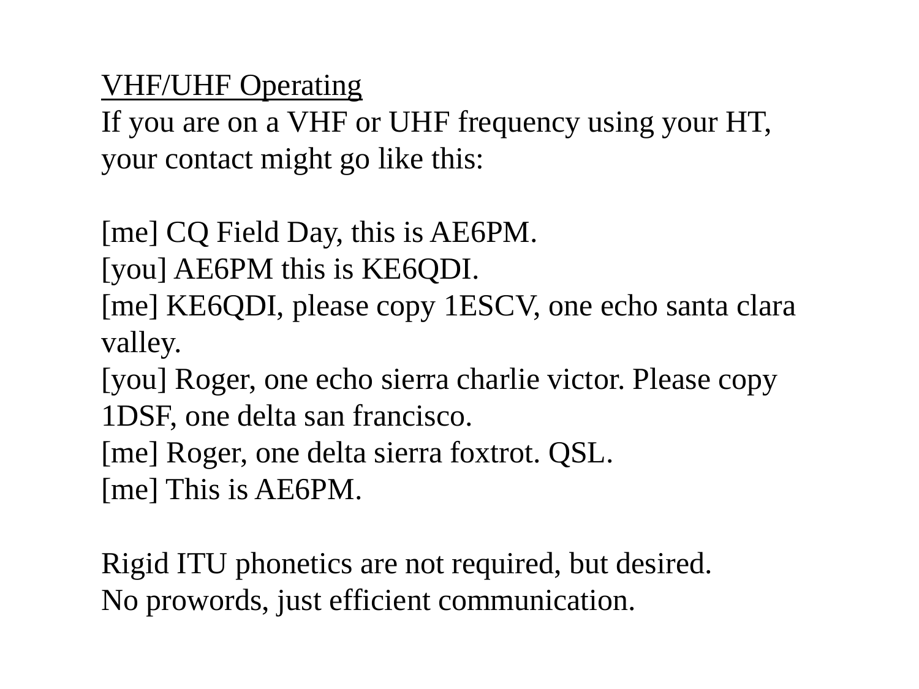## VHF/UHF Operating

If you are on a VHF or UHF frequency using your HT, your contact might go like this:

[me] CQ Field Day, this is AE6PM.
[you] AE6PM this is KE6QDI.
[me] KE6QDI, please copy 1ESCV, one echo santa clara valley.
[you] Roger, one echo sierra charlie victor. Please copy 1DSF, one delta san francisco.
[me] Roger, one delta sierra foxtrot. QSL.
[me] This is AE6PM.

Rigid ITU phonetics are not required, but desired.
No prowords, just efficient communication.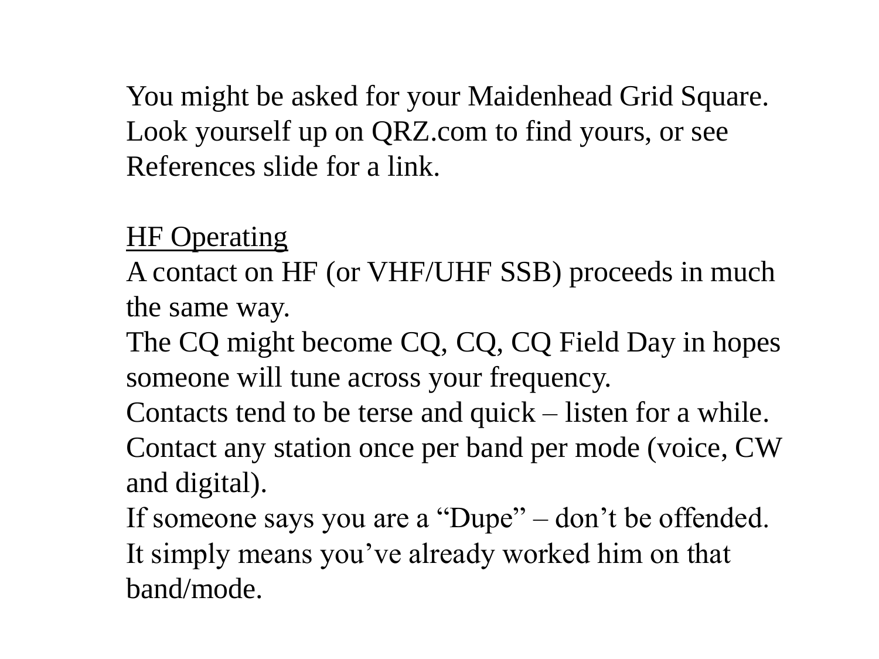You might be asked for your Maidenhead Grid Square. Look yourself up on QRZ.com to find yours, or see References slide for a link.

<u>HF Operating</u>

A contact on HF (or VHF/UHF SSB) proceeds in much the same way.

The CQ might become CQ, CQ, CQ Field Day in hopes someone will tune across your frequency.

Contacts tend to be terse and quick – listen for a while.

Contact any station once per band per mode (voice, CW and digital).

If someone says you are a “Dupe” – don’t be offended. It simply means you’ve already worked him on that band/mode.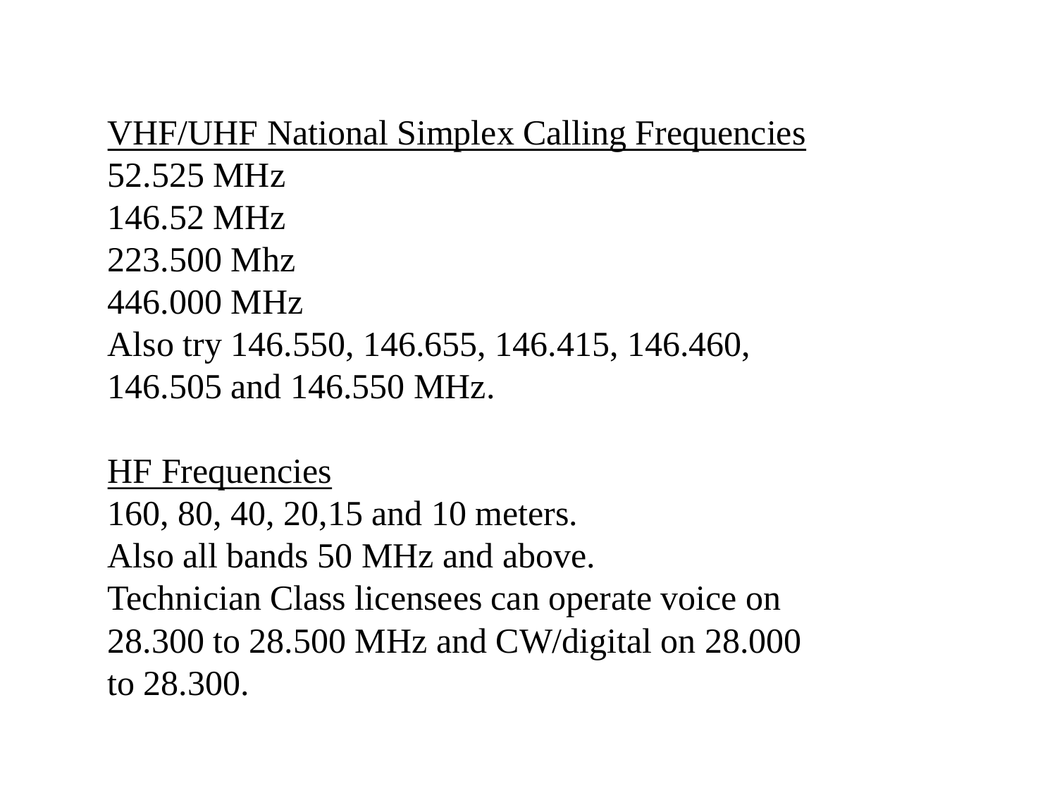<u>VHF/UHF National Simplex Calling Frequencies</u>

52.525 MHz
146.52 MHz
223.500 Mhz
446.000 MHz
Also try 146.550, 146.655, 146.415, 146.460, 146.505 and 146.550 MHz.

<u>HF Frequencies</u>

160, 80, 40, 20,15 and 10 meters.
Also all bands 50 MHz and above.
Technician Class licensees can operate voice on 28.300 to 28.500 MHz and CW/digital on 28.000 to 28.300.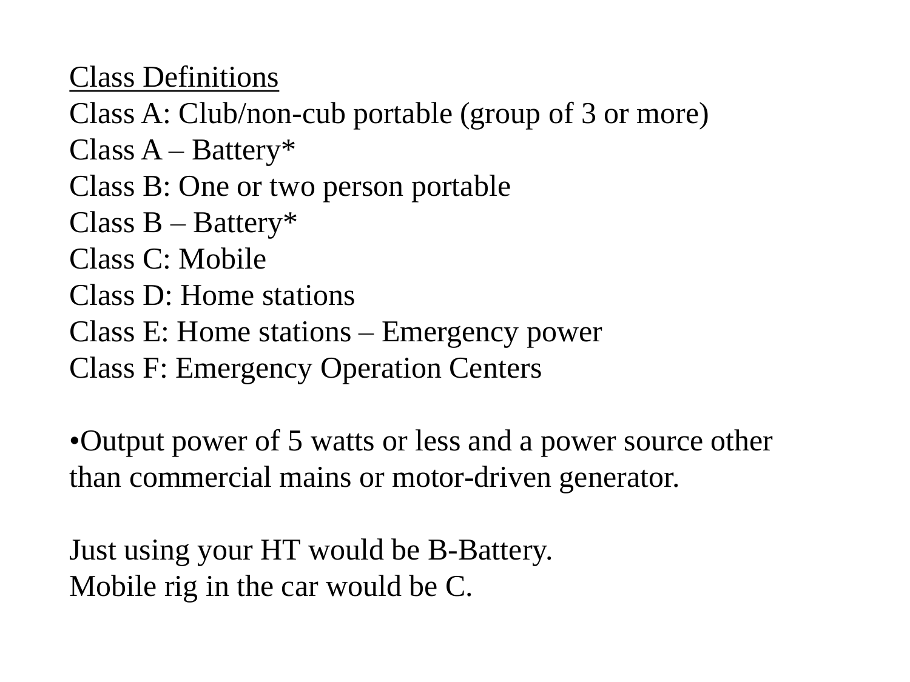<u>Class Definitions</u>

Class A: Club/non-cub portable (group of 3 or more)
Class A – Battery*
Class B: One or two person portable
Class B – Battery*
Class C: Mobile
Class D: Home stations
Class E: Home stations – Emergency power
Class F: Emergency Operation Centers

•Output power of 5 watts or less and a power source other than commercial mains or motor-driven generator.

Just using your HT would be B-Battery.
Mobile rig in the car would be C.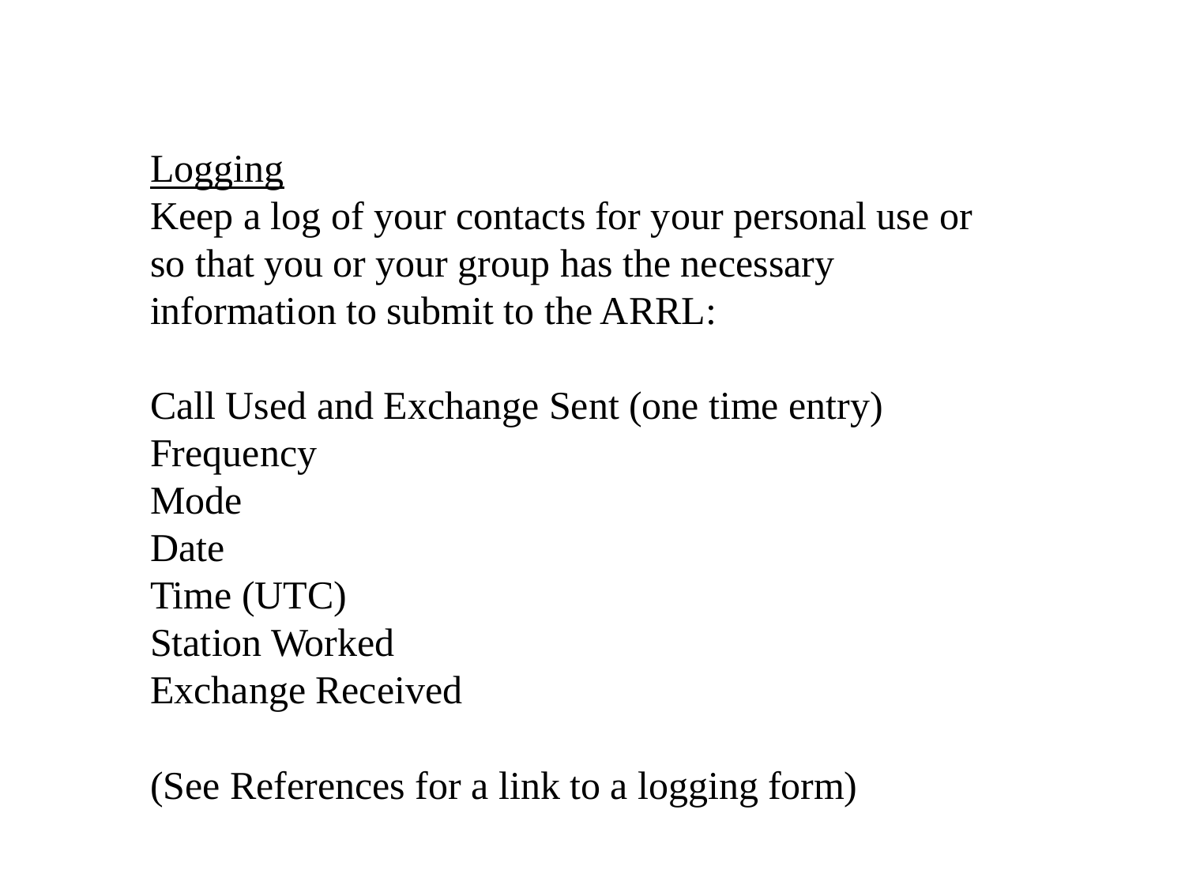## Logging

Keep a log of your contacts for your personal use or so that you or your group has the necessary information to submit to the ARRL:

Call Used and Exchange Sent (one time entry)
Frequency
Mode
Date
Time (UTC)
Station Worked
Exchange Received

(See References for a link to a logging form)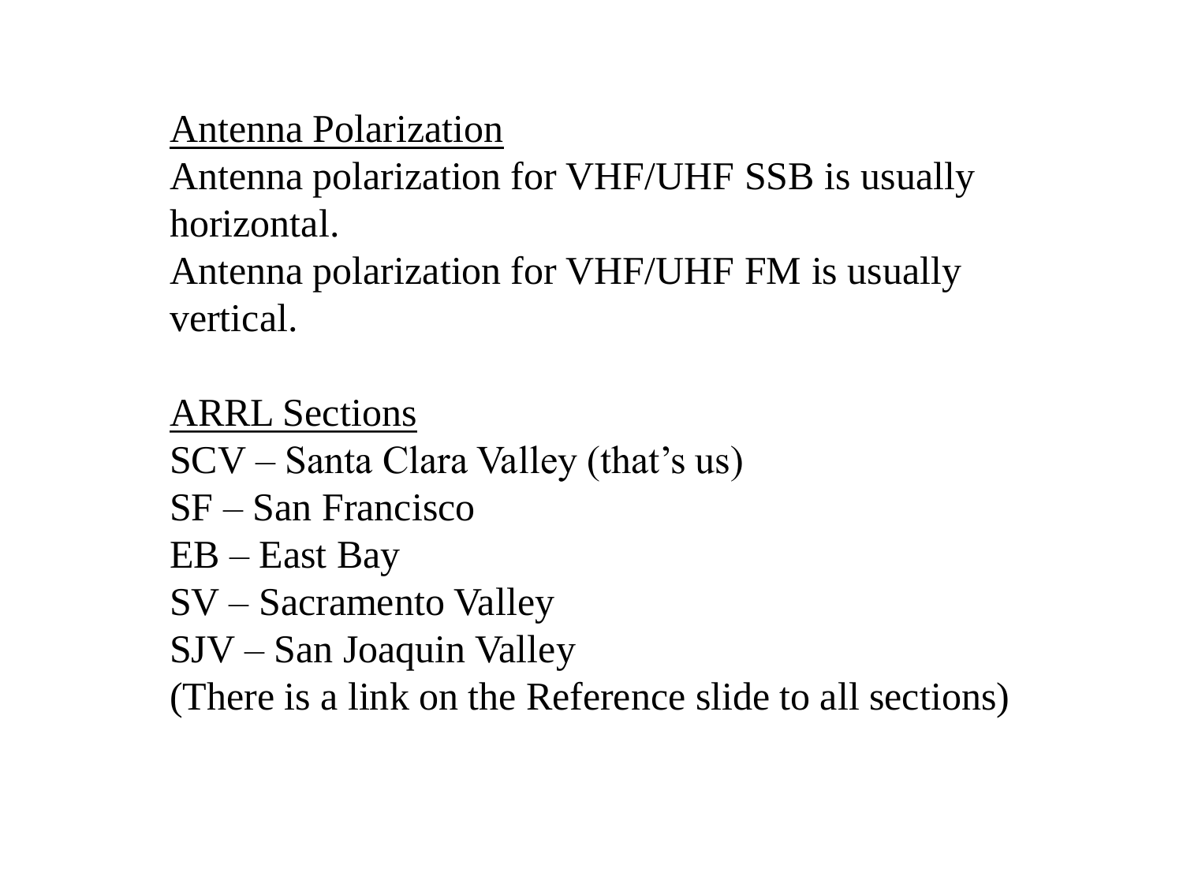## Antenna Polarization

Antenna polarization for VHF/UHF SSB is usually horizontal.
Antenna polarization for VHF/UHF FM is usually vertical.

## ARRL Sections

SCV – Santa Clara Valley (that's us)
SF – San Francisco
EB – East Bay
SV – Sacramento Valley
SJV – San Joaquin Valley
(There is a link on the Reference slide to all sections)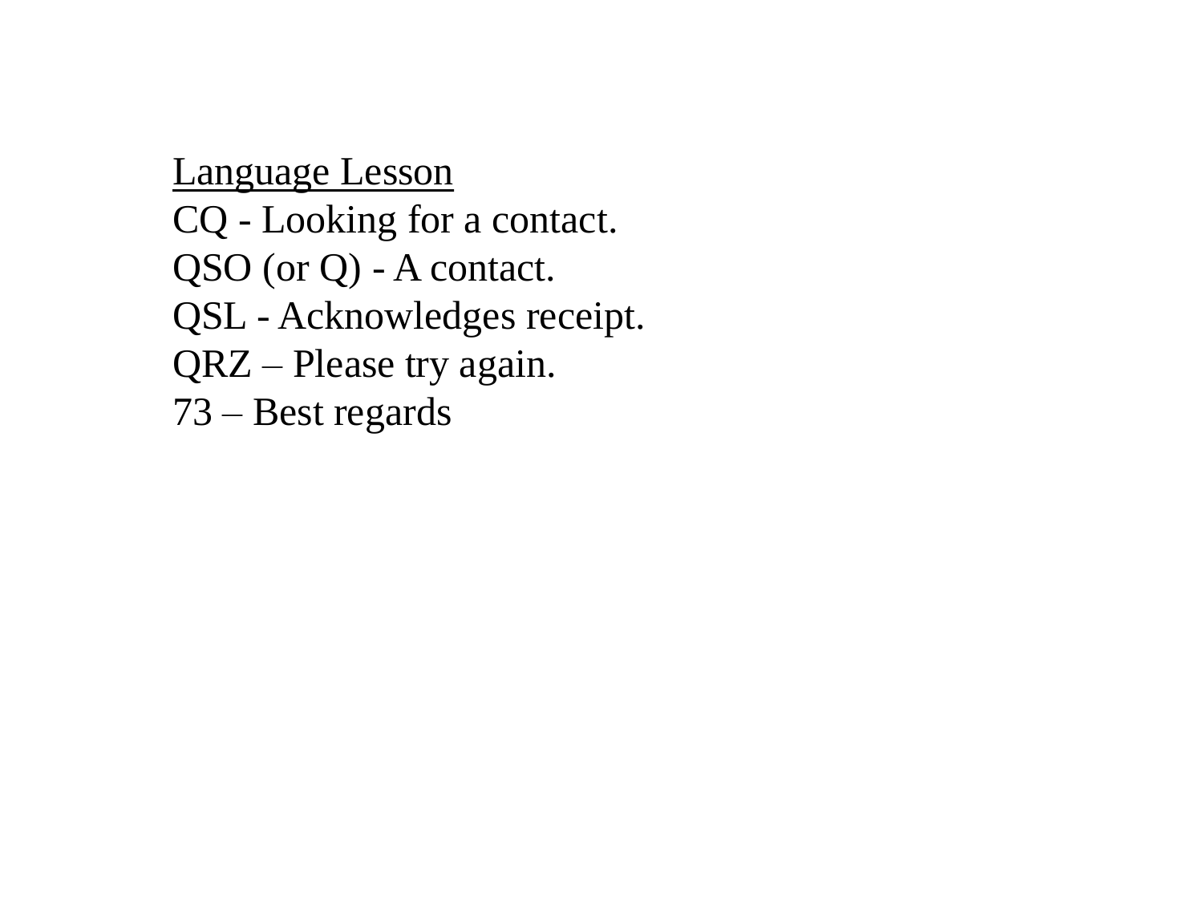<u>Language Lesson</u>

CQ - Looking for a contact.
QSO (or Q) - A contact.
QSL - Acknowledges receipt.
QRZ – Please try again.
73 – Best regards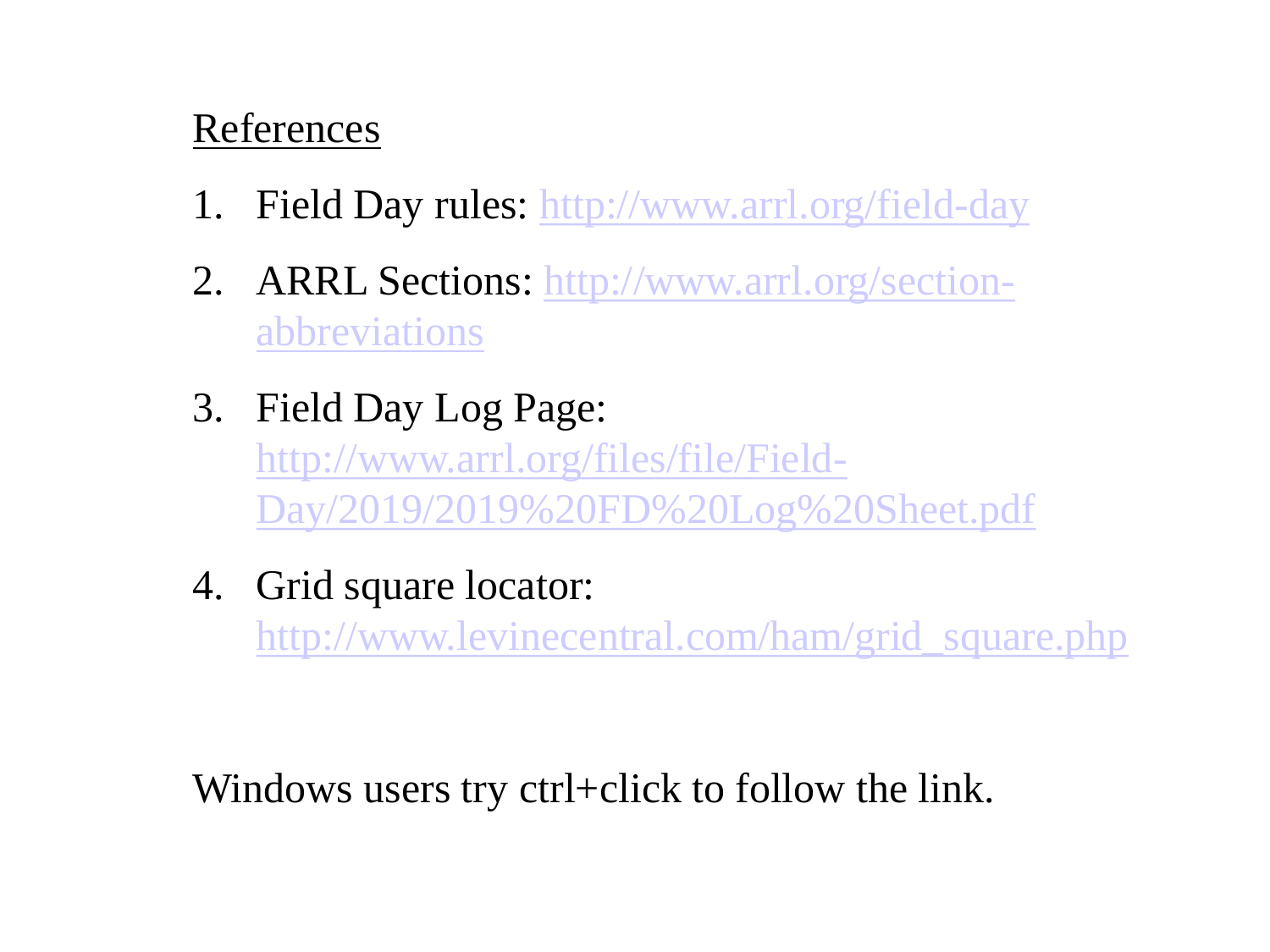References

1. Field Day rules: http://www.arrl.org/field-day
2. ARRL Sections: http://www.arrl.org/section-abbreviations
3. Field Day Log Page: http://www.arrl.org/files/file/Field-Day/2019/2019%20FD%20Log%20Sheet.pdf
4. Grid square locator: http://www.levinecentral.com/ham/grid_square.php

Windows users try ctrl+click to follow the link.